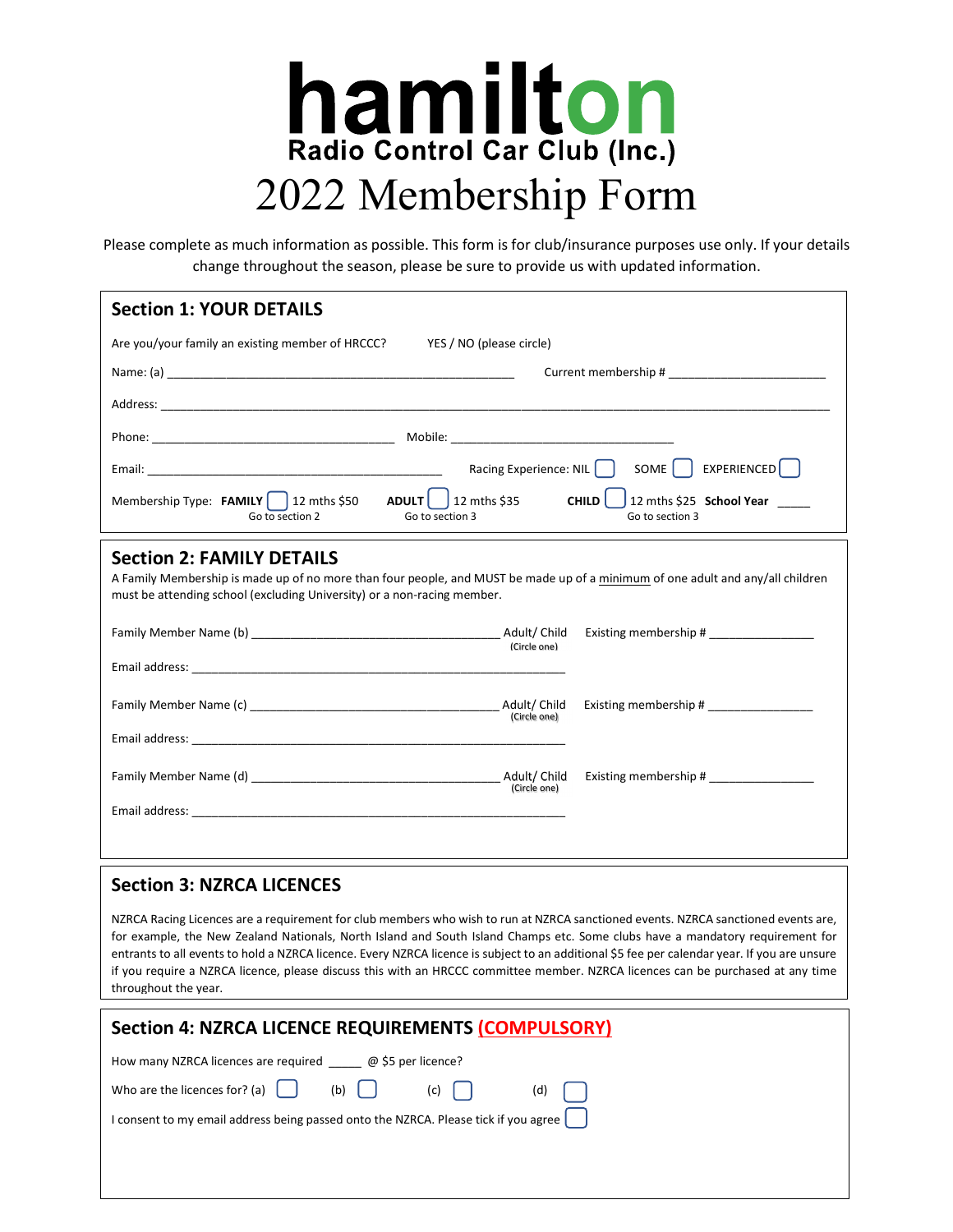# hamilton

**Radio Control Car Club (Inc.)**

# 2022 Membership Form

Please complete as much information as possible. This form is for club/insurance purposes use only. If your details change throughout the season, please be sure to provide us with updated information.

## Section 1: YOUR DETAILS

Are you/your family an existing member of HRCCC? YES / NO (please circle)

Name: (a) ______________________________ Current membership # ____________________

Address: ________________________________________________________________

Phone: ____________________________ Mobile: ____________________________

Email: ____________________________ Racing Experience: NIL ☐ SOME ☐ EXPERIENCED ☐

Membership Type: **FAMILY** ☐ 12 mths $50 (Go to section 2) **ADULT** ☐ 12 mths $35 (Go to section 3) **CHILD** ☐ 12 mths $25 **School Year** _____ (Go to section 3)

## Section 2: FAMILY DETAILS

A Family Membership is made up of no more than four people, and MUST be made up of a minimum of one adult and any/all children must be attending school (excluding University) or a non-racing member.

Family Member Name (b) ______________________________ Adult/ Child (Circle one) Existing membership # ______________

Email address: ______________________________

Family Member Name (c) ______________________________ Adult/ Child (Circle one) Existing membership # ______________

Email address: ______________________________

Family Member Name (d) ______________________________ Adult/ Child (Circle one) Existing membership # ______________

Email address: ______________________________

## Section 3: NZRCA LICENCES

NZRCA Racing Licences are a requirement for club members who wish to run at NZRCA sanctioned events. NZRCA sanctioned events are, for example, the New Zealand Nationals, North Island and South Island Champs etc. Some clubs have a mandatory requirement for entrants to all events to hold a NZRCA licence. Every NZRCA licence is subject to an additional $5 fee per calendar year. If you are unsure if you require a NZRCA licence, please discuss this with an HRCCC committee member. NZRCA licences can be purchased at any time throughout the year.

## Section 4: NZRCA LICENCE REQUIREMENTS (COMPULSORY)

How many NZRCA licences are required _____ @ $5 per licence?

Who are the licences for? (a) ☐ (b) ☐ (c) ☐ (d) ☐

I consent to my email address being passed onto the NZRCA. Please tick if you agree ☐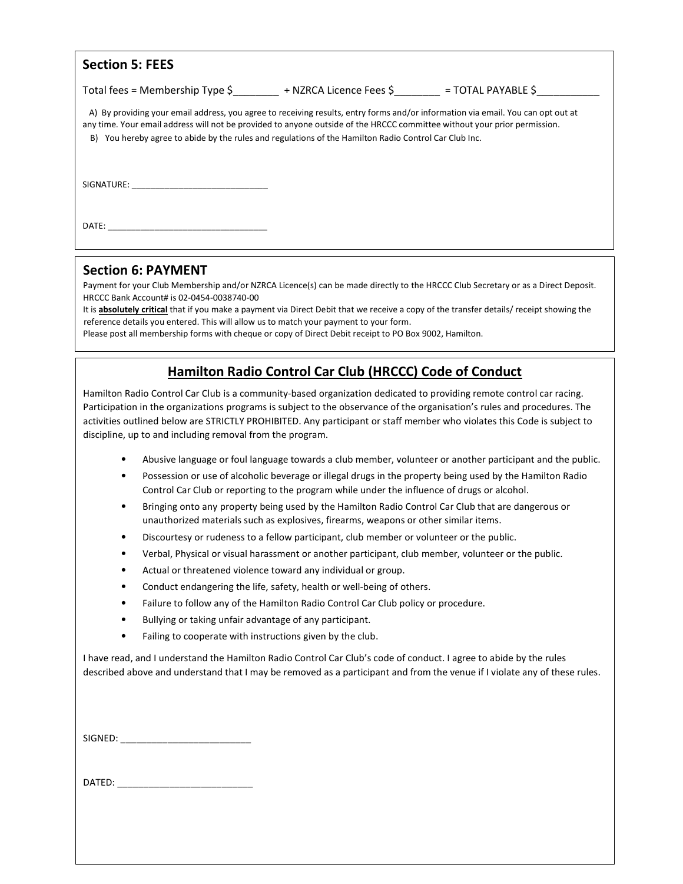## Section 5: FEES

Total fees = Membership Type $________ + NZRCA Licence Fees $________ = TOTAL PAYABLE $___________

A) By providing your email address, you agree to receiving results, entry forms and/or information via email. You can opt out at any time. Your email address will not be provided to anyone outside of the HRCCC committee without your prior permission.

B) You hereby agree to abide by the rules and regulations of the Hamilton Radio Control Car Club Inc.

SIGNATURE: ____________________________

DATE: _________________________________

## Section 6: PAYMENT

Payment for your Club Membership and/or NZRCA Licence(s) can be made directly to the HRCCC Club Secretary or as a Direct Deposit.
HRCCC Bank Account# is 02-0454-0038740-00
It is **absolutely critical** that if you make a payment via Direct Debit that we receive a copy of the transfer details/ receipt showing the reference details you entered. This will allow us to match your payment to your form.
Please post all membership forms with cheque or copy of Direct Debit receipt to PO Box 9002, Hamilton.

## Hamilton Radio Control Car Club (HRCCC) Code of Conduct

Hamilton Radio Control Car Club is a community-based organization dedicated to providing remote control car racing. Participation in the organizations programs is subject to the observance of the organisation's rules and procedures. The activities outlined below are STRICTLY PROHIBITED. Any participant or staff member who violates this Code is subject to discipline, up to and including removal from the program.

- Abusive language or foul language towards a club member, volunteer or another participant and the public.
- Possession or use of alcoholic beverage or illegal drugs in the property being used by the Hamilton Radio Control Car Club or reporting to the program while under the influence of drugs or alcohol.
- Bringing onto any property being used by the Hamilton Radio Control Car Club that are dangerous or unauthorized materials such as explosives, firearms, weapons or other similar items.
- Discourtesy or rudeness to a fellow participant, club member or volunteer or the public.
- Verbal, Physical or visual harassment or another participant, club member, volunteer or the public.
- Actual or threatened violence toward any individual or group.
- Conduct endangering the life, safety, health or well-being of others.
- Failure to follow any of the Hamilton Radio Control Car Club policy or procedure.
- Bullying or taking unfair advantage of any participant.
- Failing to cooperate with instructions given by the club.

I have read, and I understand the Hamilton Radio Control Car Club's code of conduct. I agree to abide by the rules described above and understand that I may be removed as a participant and from the venue if I violate any of these rules.

SIGNED: ________________________

DATED: _________________________